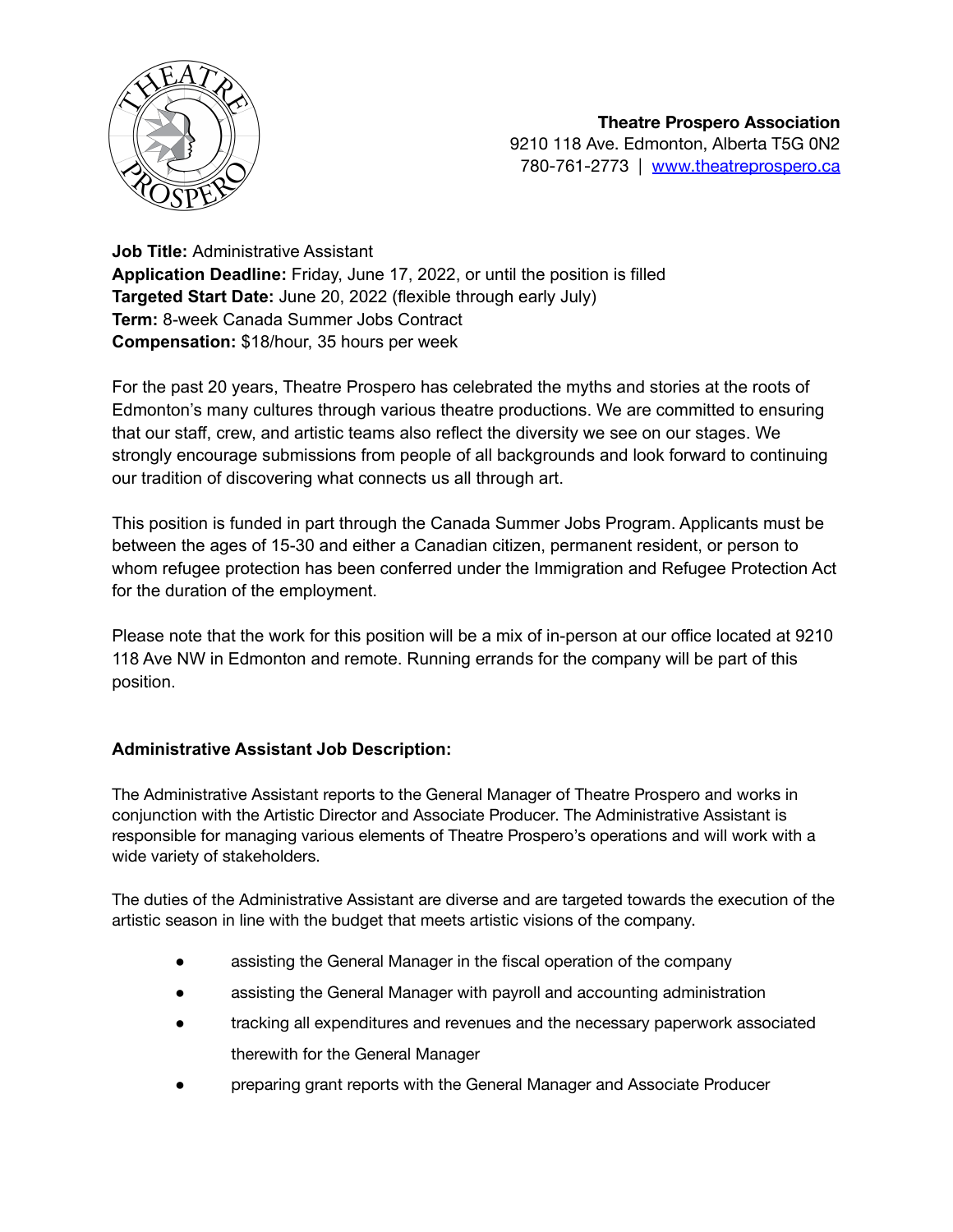**Theatre Prospero Association**
9210 118 Ave. Edmonton, Alberta T5G 0N2
780-761-2773 | [www.theatreprospero.ca](http://www.theatreprospero.ca)

**Job Title:** Administrative Assistant
**Application Deadline:** Friday, June 17, 2022, or until the position is filled
**Targeted Start Date:** June 20, 2022 (flexible through early July)
**Term:** 8-week Canada Summer Jobs Contract
**Compensation:** $18/hour, 35 hours per week

For the past 20 years, Theatre Prospero has celebrated the myths and stories at the roots of Edmonton's many cultures through various theatre productions. We are committed to ensuring that our staff, crew, and artistic teams also reflect the diversity we see on our stages. We strongly encourage submissions from people of all backgrounds and look forward to continuing our tradition of discovering what connects us all through art.

This position is funded in part through the Canada Summer Jobs Program. Applicants must be between the ages of 15-30 and either a Canadian citizen, permanent resident, or person to whom refugee protection has been conferred under the Immigration and Refugee Protection Act for the duration of the employment.

Please note that the work for this position will be a mix of in-person at our office located at 9210 118 Ave NW in Edmonton and remote. Running errands for the company will be part of this position.

## Administrative Assistant Job Description:

The Administrative Assistant reports to the General Manager of Theatre Prospero and works in conjunction with the Artistic Director and Associate Producer. The Administrative Assistant is responsible for managing various elements of Theatre Prospero's operations and will work with a wide variety of stakeholders.

The duties of the Administrative Assistant are diverse and are targeted towards the execution of the artistic season in line with the budget that meets artistic visions of the company.

- assisting the General Manager in the fiscal operation of the company
- assisting the General Manager with payroll and accounting administration
- tracking all expenditures and revenues and the necessary paperwork associated therewith for the General Manager
- preparing grant reports with the General Manager and Associate Producer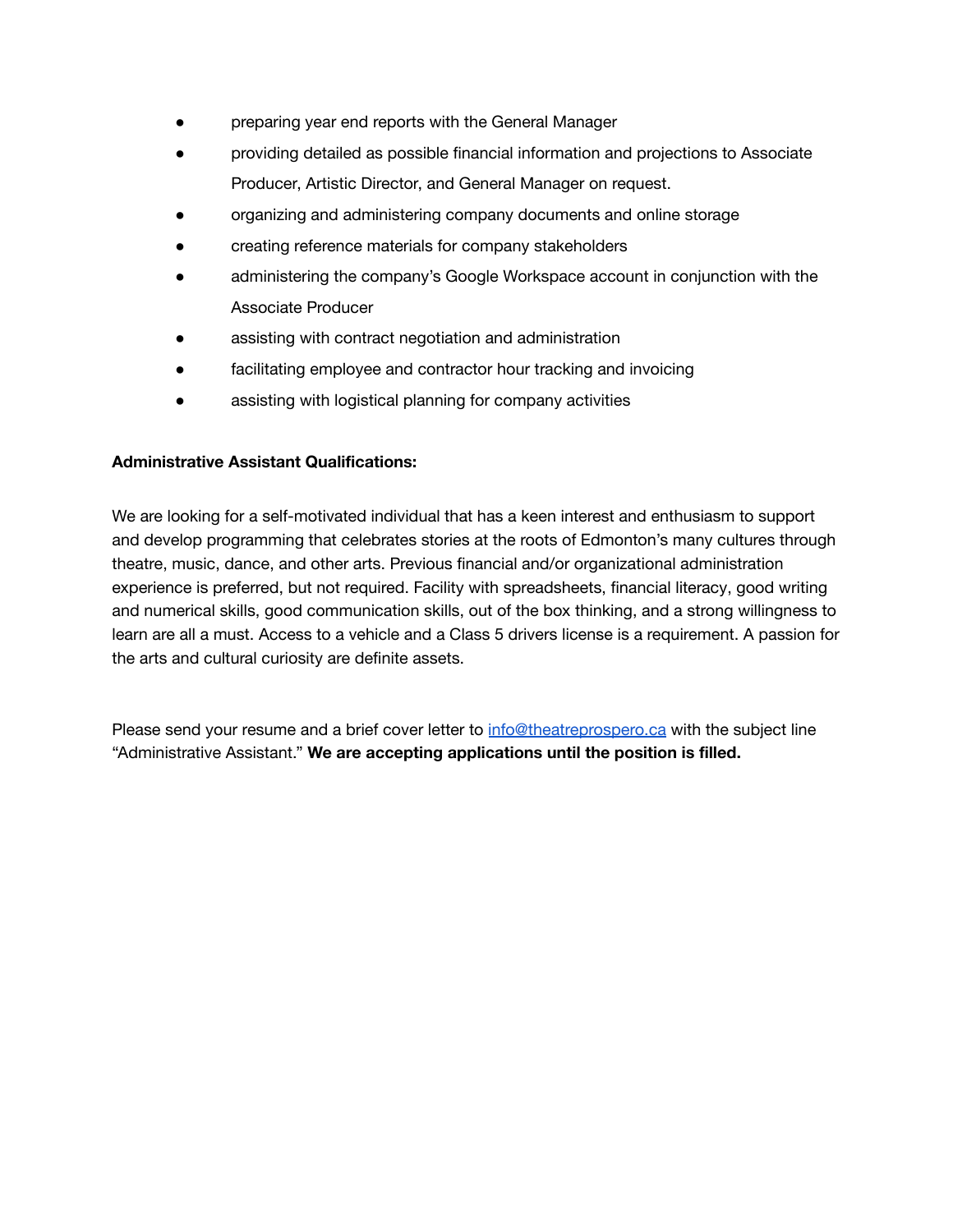- preparing year end reports with the General Manager
- providing detailed as possible financial information and projections to Associate Producer, Artistic Director, and General Manager on request.
- organizing and administering company documents and online storage
- creating reference materials for company stakeholders
- administering the company's Google Workspace account in conjunction with the Associate Producer
- assisting with contract negotiation and administration
- facilitating employee and contractor hour tracking and invoicing
- assisting with logistical planning for company activities

**Administrative Assistant Qualifications:**

We are looking for a self-motivated individual that has a keen interest and enthusiasm to support and develop programming that celebrates stories at the roots of Edmonton's many cultures through theatre, music, dance, and other arts. Previous financial and/or organizational administration experience is preferred, but not required. Facility with spreadsheets, financial literacy, good writing and numerical skills, good communication skills, out of the box thinking, and a strong willingness to learn are all a must. Access to a vehicle and a Class 5 drivers license is a requirement. A passion for the arts and cultural curiosity are definite assets.

Please send your resume and a brief cover letter to [info@theatreprospero.ca](mailto:info@theatreprospero.ca) with the subject line "Administrative Assistant." **We are accepting applications until the position is filled.**